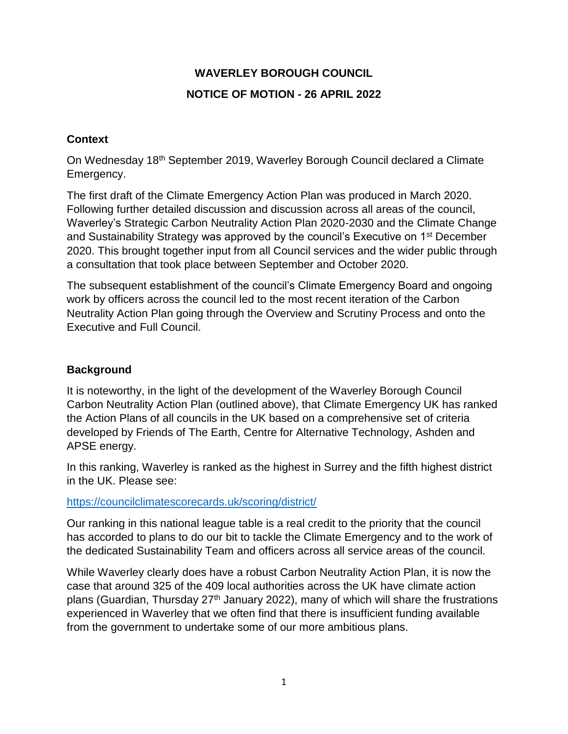# WAVERLEY BOROUGH COUNCIL

## NOTICE OF MOTION - 26 APRIL 2022

### Context

On Wednesday 18th September 2019, Waverley Borough Council declared a Climate Emergency.

The first draft of the Climate Emergency Action Plan was produced in March 2020. Following further detailed discussion and discussion across all areas of the council, Waverley's Strategic Carbon Neutrality Action Plan 2020-2030 and the Climate Change and Sustainability Strategy was approved by the council's Executive on 1st December 2020. This brought together input from all Council services and the wider public through a consultation that took place between September and October 2020.

The subsequent establishment of the council's Climate Emergency Board and ongoing work by officers across the council led to the most recent iteration of the Carbon Neutrality Action Plan going through the Overview and Scrutiny Process and onto the Executive and Full Council.

### Background

It is noteworthy, in the light of the development of the Waverley Borough Council Carbon Neutrality Action Plan (outlined above), that Climate Emergency UK has ranked the Action Plans of all councils in the UK based on a comprehensive set of criteria developed by Friends of The Earth, Centre for Alternative Technology, Ashden and APSE energy.

In this ranking, Waverley is ranked as the highest in Surrey and the fifth highest district in the UK. Please see:

https://councilclimatescorecards.uk/scoring/district/

Our ranking in this national league table is a real credit to the priority that the council has accorded to plans to do our bit to tackle the Climate Emergency and to the work of the dedicated Sustainability Team and officers across all service areas of the council.

While Waverley clearly does have a robust Carbon Neutrality Action Plan, it is now the case that around 325 of the 409 local authorities across the UK have climate action plans (Guardian, Thursday 27th January 2022), many of which will share the frustrations experienced in Waverley that we often find that there is insufficient funding available from the government to undertake some of our more ambitious plans.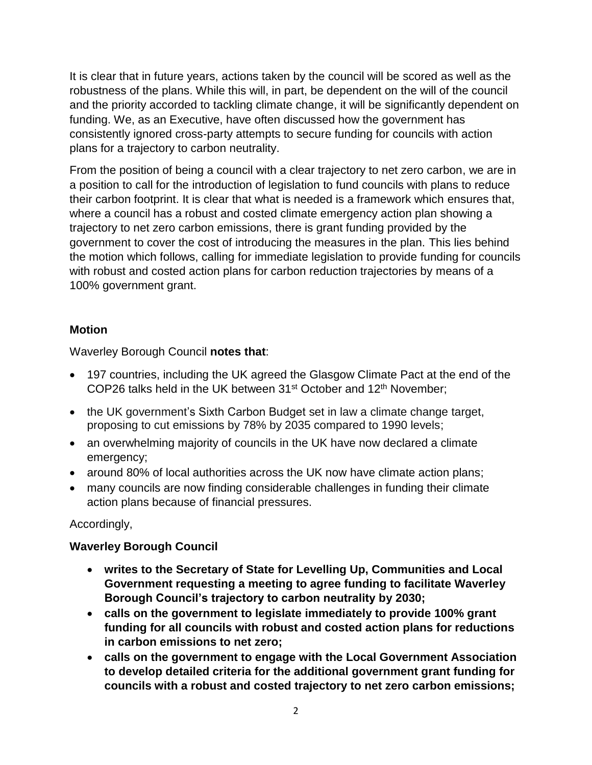It is clear that in future years, actions taken by the council will be scored as well as the robustness of the plans. While this will, in part, be dependent on the will of the council and the priority accorded to tackling climate change, it will be significantly dependent on funding. We, as an Executive, have often discussed how the government has consistently ignored cross-party attempts to secure funding for councils with action plans for a trajectory to carbon neutrality.

From the position of being a council with a clear trajectory to net zero carbon, we are in a position to call for the introduction of legislation to fund councils with plans to reduce their carbon footprint. It is clear that what is needed is a framework which ensures that, where a council has a robust and costed climate emergency action plan showing a trajectory to net zero carbon emissions, there is grant funding provided by the government to cover the cost of introducing the measures in the plan. This lies behind the motion which follows, calling for immediate legislation to provide funding for councils with robust and costed action plans for carbon reduction trajectories by means of a 100% government grant.

**Motion**

Waverley Borough Council **notes that**:

- 197 countries, including the UK agreed the Glasgow Climate Pact at the end of the COP26 talks held in the UK between 31st October and 12th November;
- the UK government's Sixth Carbon Budget set in law a climate change target, proposing to cut emissions by 78% by 2035 compared to 1990 levels;
- an overwhelming majority of councils in the UK have now declared a climate emergency;
- around 80% of local authorities across the UK now have climate action plans;
- many councils are now finding considerable challenges in funding their climate action plans because of financial pressures.

Accordingly,

**Waverley Borough Council**

- **writes to the Secretary of State for Levelling Up, Communities and Local Government requesting a meeting to agree funding to facilitate Waverley Borough Council's trajectory to carbon neutrality by 2030;**
- **calls on the government to legislate immediately to provide 100% grant funding for all councils with robust and costed action plans for reductions in carbon emissions to net zero;**
- **calls on the government to engage with the Local Government Association to develop detailed criteria for the additional government grant funding for councils with a robust and costed trajectory to net zero carbon emissions;**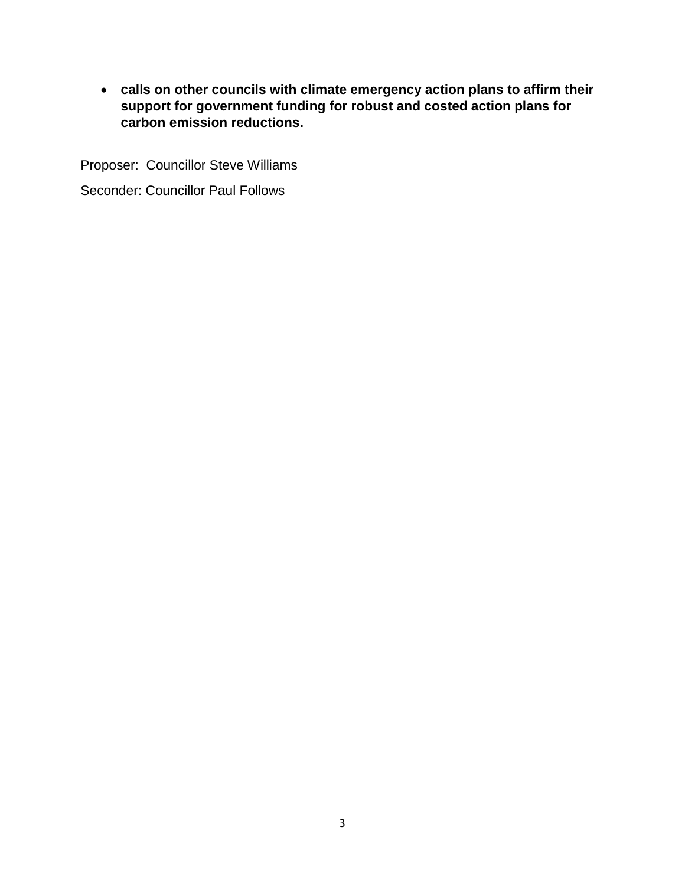- **calls on other councils with climate emergency action plans to affirm their support for government funding for robust and costed action plans for carbon emission reductions.**

Proposer: Councillor Steve Williams

Seconder: Councillor Paul Follows